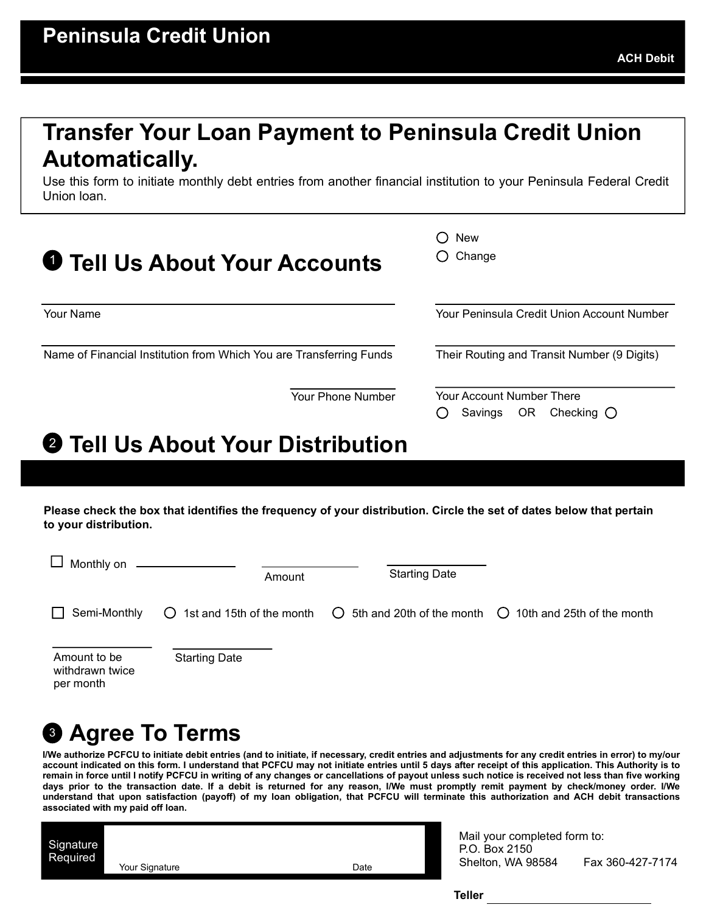# Peninsula Credit Union

**ACH Debit**

## Transfer Your Loan Payment to Peninsula Credit Union Automatically.

Use this form to initiate monthly debt entries from another financial institution to your Peninsula Federal Credit Union loan.

## 1 Tell Us About Your Accounts

○ New
○ Change

Your Name: ______________________

Your Peninsula Credit Union Account Number: ______________________

Name of Financial Institution from Which You are Transferring Funds: ______________________

Their Routing and Transit Number (9 Digits): ______________________

Your Phone Number: ______________________

Your Account Number There: ______________________

○ Savings OR Checking ○

## 2 Tell Us About Your Distribution

**Please check the box that identifies the frequency of your distribution. Circle the set of dates below that pertain to your distribution.**

☐ Monthly on ______________ Amount ______________ Starting Date ______________

☐ Semi-Monthly ○ 1st and 15th of the month ○ 5th and 20th of the month ○ 10th and 25th of the month

Amount to be withdrawn twice per month ______________ Starting Date ______________

## 3 Agree To Terms

**I/We authorize PCFCU to initiate debit entries (and to initiate, if necessary, credit entries and adjustments for any credit entries in error) to my/our account indicated on this form. I understand that PCFCU may not initiate entries until 5 days after receipt of this application. This Authority is to remain in force until I notify PCFCU in writing of any changes or cancellations of payout unless such notice is received not less than five working days prior to the transaction date. If a debit is returned for any reason, I/We must promptly remit payment by check/money order. I/We understand that upon satisfaction (payoff) of my loan obligation, that PCFCU will terminate this authorization and ACH debit transactions associated with my paid off loan.**

Signature Required

Your Signature ______________________ Date ______________

Mail your completed form to:
P.O. Box 2150
Shelton, WA 98584 Fax 360-427-7174

**Teller** ______________________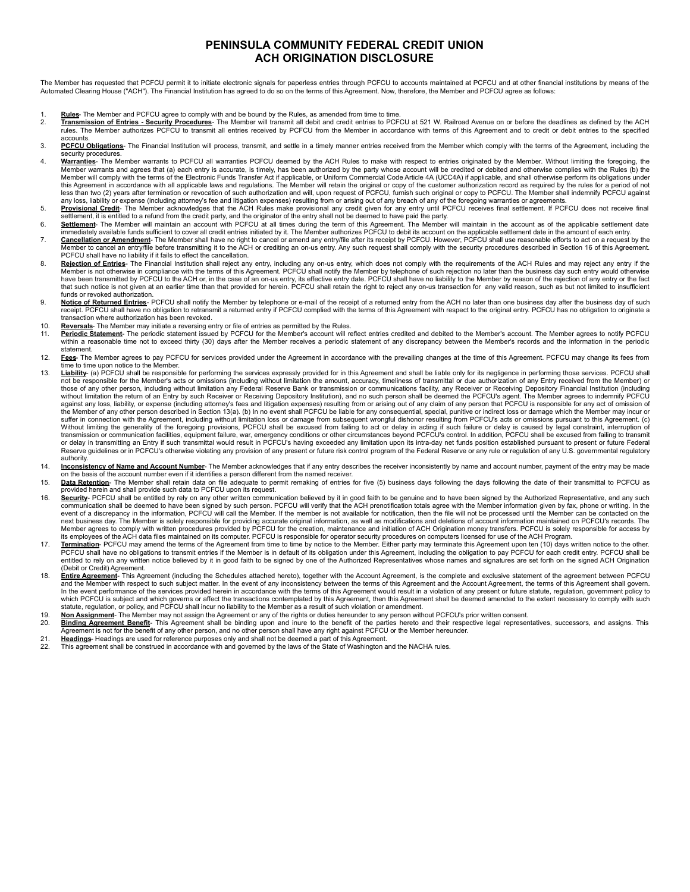# PENINSULA COMMUNITY FEDERAL CREDIT UNION
# ACH ORIGINATION DISCLOSURE

The Member has requested that PCFCU permit it to initiate electronic signals for paperless entries through PCFCU to accounts maintained at PCFCU and at other financial institutions by means of the Automated Clearing House ("ACH"). The Financial Institution has agreed to do so on the terms of this Agreement. Now, therefore, the Member and PCFCU agree as follows:

1. **Rules**- The Member and PCFCU agree to comply with and be bound by the Rules, as amended from time to time.
2. **Transmission of Entries - Security Procedures**- The Member will transmit all debit and credit entries to PCFCU at 521 W. Railroad Avenue on or before the deadlines as defined by the ACH rules. The Member authorizes PCFCU to transmit all entries received by PCFCU from the Member in accordance with terms of this Agreement and to credit or debit entries to the specified accounts.
3. **PCFCU Obligations**- The Financial Institution will process, transmit, and settle in a timely manner entries received from the Member which comply with the terms of the Agreement, including the security procedures.
4. **Warranties**- The Member warrants to PCFCU all warranties PCFCU deemed by the ACH Rules to make with respect to entries originated by the Member. Without limiting the foregoing, the Member warrants and agrees that (a) each entry is accurate, is timely, has been authorized by the party whose account will be credited or debited and otherwise complies with the Rules (b) the Member will comply with the terms of the Electronic Funds Transfer Act if applicable, or Uniform Commercial Code Article 4A (UCC4A) if applicable, and shall otherwise perform its obligations under this Agreement in accordance with all applicable laws and regulations. The Member will retain the original or copy of the customer authorization record as required by the rules for a period of not less than two (2) years after termination or revocation of such authorization and will, upon request of PCFCU, furnish such original or copy to PCFCU. The Member shall indemnify PCFCU against any loss, liability or expense (including attorney's fee and litigation expenses) resulting from or arising out of any breach of any of the foregoing warranties or agreements.
5. **Provisional Credit**- The Member acknowledges that the ACH Rules make provisional any credit given for any entry until PCFCU receives final settlement. If PCFCU does not receive final settlement, it is entitled to a refund from the credit party, and the originator of the entry shall not be deemed to have paid the party.
6. **Settlement**- The Member will maintain an account with PCFCU at all times during the term of this Agreement. The Member will maintain in the account as of the applicable settlement date immediately available funds sufficient to cover all credit entries initiated by it. The Member authorizes PCFCU to debit its account on the applicable settlement date in the amount of each entry.
7. **Cancellation or Amendment**- The Member shall have no right to cancel or amend any entry/file after its receipt by PCFCU. However, PCFCU shall use reasonable efforts to act on a request by the Member to cancel an entry/file before transmitting it to the ACH or crediting an on-us entry. Any such request shall comply with the security procedures described in Section 16 of this Agreement. PCFCU shall have no liability if it fails to effect the cancellation.
8. **Rejection of Entries**- The Financial Institution shall reject any entry, including any on-us entry, which does not comply with the requirements of the ACH Rules and may reject any entry if the Member is not otherwise in compliance with the terms of this Agreement. PCFCU shall notify the Member by telephone of such rejection no later than the business day such entry would otherwise have been transmitted by PCFCU to the ACH or, in the case of an on-us entry, its effective entry date. PCFCU shall have no liability to the Member by reason of the rejection of any entry or the fact that such notice is not given at an earlier time than that provided for herein. PCFCU shall retain the right to reject any on-us transaction for any valid reason, such as but not limited to insufficient funds or revoked authorization.
9. **Notice of Returned Entries**- PCFCU shall notify the Member by telephone or e-mail of the receipt of a returned entry from the ACH no later than one business day after the business day of such receipt. PCFCU shall have no obligation to retransmit a returned entry if PCFCU complied with the terms of this Agreement with respect to the original entry. PCFCU has no obligation to originate a transaction where authorization has been revoked.
10. **Reversals**- The Member may initiate a reversing entry or file of entries as permitted by the Rules.
11. **Periodic Statement**- The periodic statement issued by PCFCU for the Member's account will reflect entries credited and debited to the Member's account. The Member agrees to notify PCFCU within a reasonable time not to exceed thirty (30) days after the Member receives a periodic statement of any discrepancy between the Member's records and the information in the periodic statement.
12. **Fees**- The Member agrees to pay PCFCU for services provided under the Agreement in accordance with the prevailing changes at the time of this Agreement. PCFCU may change its fees from time to time upon notice to the Member.
13. **Liability**- (a) PCFCU shall be responsible for performing the services expressly provided for in this Agreement and shall be liable only for its negligence in performing those services. PCFCU shall not be responsible for the Member's acts or omissions (including without limitation the amount, accuracy, timeliness of transmittal or due authorization of any Entry received from the Member) or those of any other person, including without limitation any Federal Reserve Bank or transmission or communications facility, any Receiver or Receiving Depository Financial Institution (including without limitation the return of an Entry by such Receiver or Receiving Depository Institution), and no such person shall be deemed the PCFCU's agent. The Member agrees to indemnify PCFCU against any loss, liability, or expense (including attorney's fees and litigation expenses) resulting from or arising out of any claim of any person that PCFCU is responsible for any act of omission of the Member of any other person described in Section 13(a). (b) In no event shall PCFCU be liable for any consequential, special, punitive or indirect loss or damage which the Member may incur or suffer in connection with the Agreement, including without limitation loss or damage from subsequent wrongful dishonor resulting from PCFCU's acts or omissions pursuant to this Agreement. (c) Without limiting the generality of the foregoing provisions, PCFCU shall be excused from failing to act or delay in acting if such failure or delay is caused by legal constraint, interruption of transmission or communication facilities, equipment failure, war, emergency conditions or other circumstances beyond PCFCU's control. In addition, PCFCU shall be excused from failing to transmit or delay in transmitting an Entry if such transmittal would result in PCFCU's having exceeded any limitation upon its intra-day net funds position established pursuant to present or future Federal Reserve guidelines or in PCFCU's otherwise violating any provision of any present or future risk control program of the Federal Reserve or any rule or regulation of any U.S. governmental regulatory authority.
14. **Inconsistency of Name and Account Number**- The Member acknowledges that if any entry describes the receiver inconsistently by name and account number, payment of the entry may be made on the basis of the account number even if it identifies a person different from the named receiver.
15. **Data Retention**- The Member shall retain data on file adequate to permit remaking of entries for five (5) business days following the days following the date of their transmittal to PCFCU as provided herein and shall provide such data to PCFCU upon its request.
16. **Security**- PCFCU shall be entitled by rely on any other written communication believed by it in good faith to be genuine and to have been signed by the Authorized Representative, and any such communication shall be deemed to have been signed by such person. PCFCU will verify that the ACH prenotification totals agree with the Member information given by fax, phone or writing. In the event of a discrepancy in the information, PCFCU will call the Member. If the member is not available for notification, then the file will not be processed until the Member can be contacted on the next business day. The Member is solely responsible for providing accurate original information, as well as modifications and deletions of account information maintained on PCFCU's records. The Member agrees to comply with written procedures provided by PCFCU for the creation, maintenance and initiation of ACH Origination money transfers. PCFCU is solely responsible for access by its employees of the ACH data files maintained on its computer. PCFCU is responsible for operator security procedures on computers licensed for use of the ACH Program.
17. **Termination**- PCFCU may amend the terms of the Agreement from time to time by notice to the Member. Either party may terminate this Agreement upon ten (10) days written notice to the other. PCFCU shall have no obligations to transmit entries if the Member is in default of its obligation under this Agreement, including the obligation to pay PCFCU for each credit entry. PCFCU shall be entitled to rely on any written notice believed by it in good faith to be signed by one of the Authorized Representatives whose names and signatures are set forth on the signed ACH Origination (Debit or Credit) Agreement.
18. **Entire Agreement**- This Agreement (including the Schedules attached hereto), together with the Account Agreement, is the complete and exclusive statement of the agreement between PCFCU and the Member with respect to such subject matter. In the event of any inconsistency between the terms of this Agreement and the Account Agreement, the terms of this Agreement shall govern. In the event performance of the services provided herein in accordance with the terms of this Agreement would result in a violation of any present or future statute, regulation, government policy to which PCFCU is subject and which governs or affect the transactions contemplated by this Agreement, then this Agreement shall be deemed amended to the extent necessary to comply with such statute, regulation, or policy, and PCFCU shall incur no liability to the Member as a result of such violation or amendment.
19. **Non Assignment**- The Member may not assign the Agreement or any of the rights or duties hereunder to any person without PCFCU's prior written consent.
20. **Binding Agreement Benefit**- This Agreement shall be binding upon and inure to the benefit of the parties hereto and their respective legal representatives, successors, and assigns. This Agreement is not for the benefit of any other person, and no other person shall have any right against PCFCU or the Member hereunder.
21. **Headings**- Headings are used for reference purposes only and shall not be deemed a part of this Agreement.
22. This agreement shall be construed in accordance with and governed by the laws of the State of Washington and the NACHA rules.